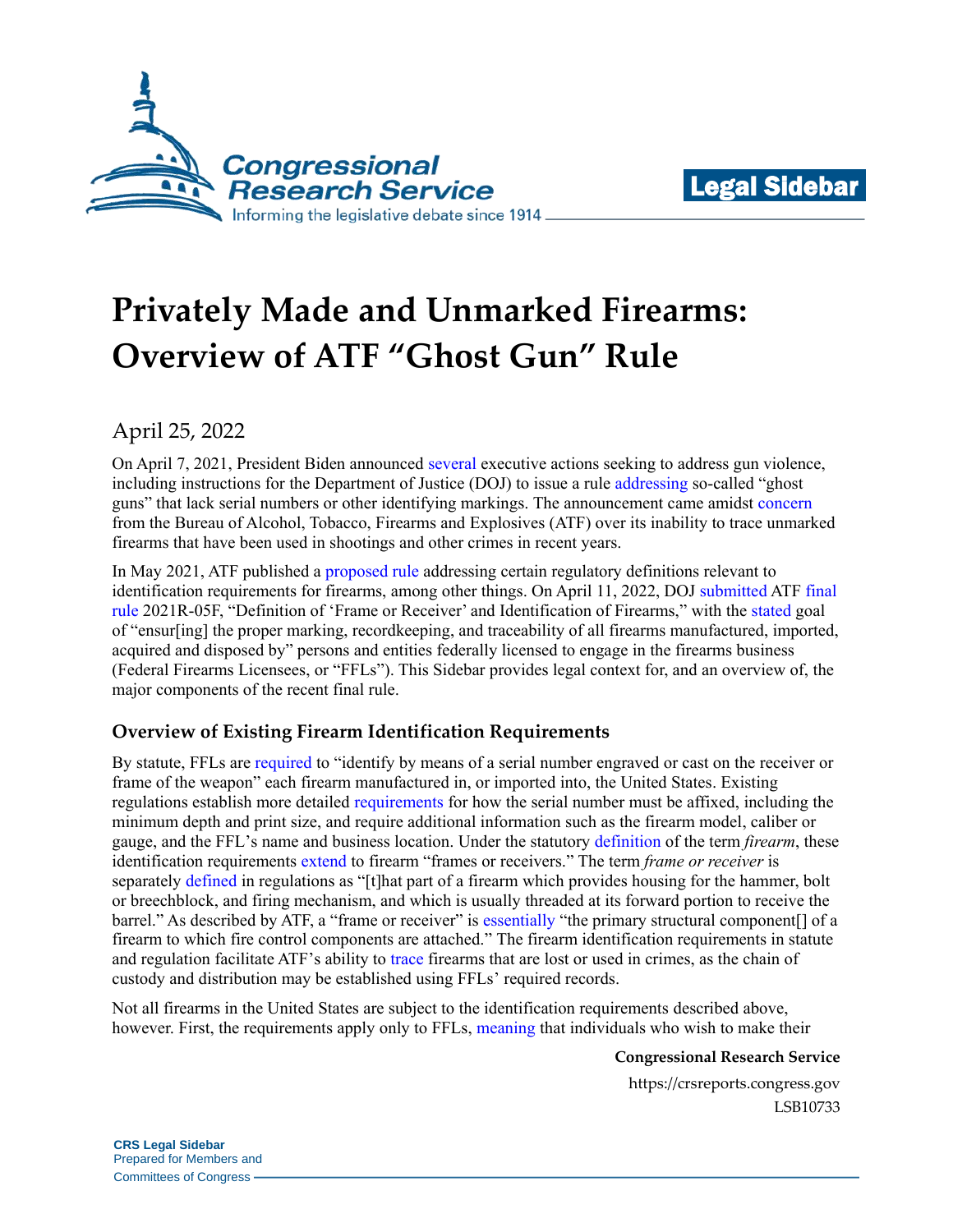# Privately Made and Unmarked Firearms: Overview of ATF "Ghost Gun" Rule

April 25, 2022

On April 7, 2021, President Biden announced several executive actions seeking to address gun violence, including instructions for the Department of Justice (DOJ) to issue a rule addressing so-called "ghost guns" that lack serial numbers or other identifying markings. The announcement came amidst concern from the Bureau of Alcohol, Tobacco, Firearms and Explosives (ATF) over its inability to trace unmarked firearms that have been used in shootings and other crimes in recent years.

In May 2021, ATF published a proposed rule addressing certain regulatory definitions relevant to identification requirements for firearms, among other things. On April 11, 2022, DOJ submitted ATF final rule 2021R-05F, "Definition of 'Frame or Receiver' and Identification of Firearms," with the stated goal of "ensur[ing] the proper marking, recordkeeping, and traceability of all firearms manufactured, imported, acquired and disposed by" persons and entities federally licensed to engage in the firearms business (Federal Firearms Licensees, or "FFLs"). This Sidebar provides legal context for, and an overview of, the major components of the recent final rule.

## Overview of Existing Firearm Identification Requirements

By statute, FFLs are required to "identify by means of a serial number engraved or cast on the receiver or frame of the weapon" each firearm manufactured in, or imported into, the United States. Existing regulations establish more detailed requirements for how the serial number must be affixed, including the minimum depth and print size, and require additional information such as the firearm model, caliber or gauge, and the FFL's name and business location. Under the statutory definition of the term *firearm*, these identification requirements extend to firearm "frames or receivers." The term *frame or receiver* is separately defined in regulations as "[t]hat part of a firearm which provides housing for the hammer, bolt or breechblock, and firing mechanism, and which is usually threaded at its forward portion to receive the barrel." As described by ATF, a "frame or receiver" is essentially "the primary structural component[] of a firearm to which fire control components are attached." The firearm identification requirements in statute and regulation facilitate ATF's ability to trace firearms that are lost or used in crimes, as the chain of custody and distribution may be established using FFLs' required records.

Not all firearms in the United States are subject to the identification requirements described above, however. First, the requirements apply only to FFLs, meaning that individuals who wish to make their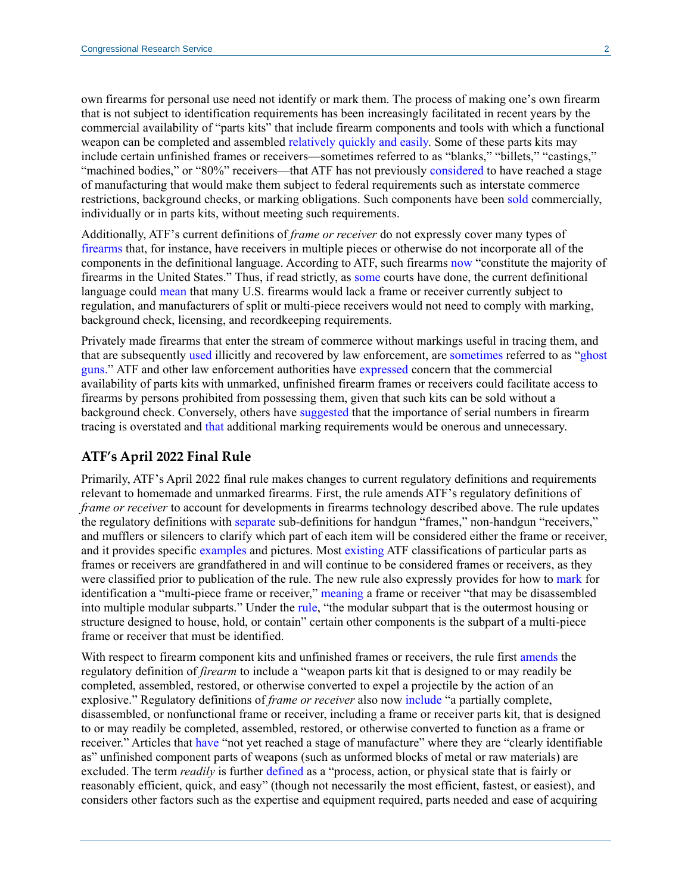own firearms for personal use need not identify or mark them. The process of making one's own firearm that is not subject to identification requirements has been increasingly facilitated in recent years by the commercial availability of "parts kits" that include firearm components and tools with which a functional weapon can be completed and assembled relatively quickly and easily. Some of these parts kits may include certain unfinished frames or receivers—sometimes referred to as "blanks," "billets," "castings," "machined bodies," or "80%" receivers—that ATF has not previously considered to have reached a stage of manufacturing that would make them subject to federal requirements such as interstate commerce restrictions, background checks, or marking obligations. Such components have been sold commercially, individually or in parts kits, without meeting such requirements.

Additionally, ATF's current definitions of *frame or receiver* do not expressly cover many types of firearms that, for instance, have receivers in multiple pieces or otherwise do not incorporate all of the components in the definitional language. According to ATF, such firearms now "constitute the majority of firearms in the United States." Thus, if read strictly, as some courts have done, the current definitional language could mean that many U.S. firearms would lack a frame or receiver currently subject to regulation, and manufacturers of split or multi-piece receivers would not need to comply with marking, background check, licensing, and recordkeeping requirements.

Privately made firearms that enter the stream of commerce without markings useful in tracing them, and that are subsequently used illicitly and recovered by law enforcement, are sometimes referred to as "ghost guns." ATF and other law enforcement authorities have expressed concern that the commercial availability of parts kits with unmarked, unfinished firearm frames or receivers could facilitate access to firearms by persons prohibited from possessing them, given that such kits can be sold without a background check. Conversely, others have suggested that the importance of serial numbers in firearm tracing is overstated and that additional marking requirements would be onerous and unnecessary.

## ATF's April 2022 Final Rule

Primarily, ATF's April 2022 final rule makes changes to current regulatory definitions and requirements relevant to homemade and unmarked firearms. First, the rule amends ATF's regulatory definitions of *frame or receiver* to account for developments in firearms technology described above. The rule updates the regulatory definitions with separate sub-definitions for handgun "frames," non-handgun "receivers," and mufflers or silencers to clarify which part of each item will be considered either the frame or receiver, and it provides specific examples and pictures. Most existing ATF classifications of particular parts as frames or receivers are grandfathered in and will continue to be considered frames or receivers, as they were classified prior to publication of the rule. The new rule also expressly provides for how to mark for identification a "multi-piece frame or receiver," meaning a frame or receiver "that may be disassembled into multiple modular subparts." Under the rule, "the modular subpart that is the outermost housing or structure designed to house, hold, or contain" certain other components is the subpart of a multi-piece frame or receiver that must be identified.

With respect to firearm component kits and unfinished frames or receivers, the rule first amends the regulatory definition of *firearm* to include a "weapon parts kit that is designed to or may readily be completed, assembled, restored, or otherwise converted to expel a projectile by the action of an explosive." Regulatory definitions of *frame or receiver* also now include "a partially complete, disassembled, or nonfunctional frame or receiver, including a frame or receiver parts kit, that is designed to or may readily be completed, assembled, restored, or otherwise converted to function as a frame or receiver." Articles that have "not yet reached a stage of manufacture" where they are "clearly identifiable as" unfinished component parts of weapons (such as unformed blocks of metal or raw materials) are excluded. The term *readily* is further defined as a "process, action, or physical state that is fairly or reasonably efficient, quick, and easy" (though not necessarily the most efficient, fastest, or easiest), and considers other factors such as the expertise and equipment required, parts needed and ease of acquiring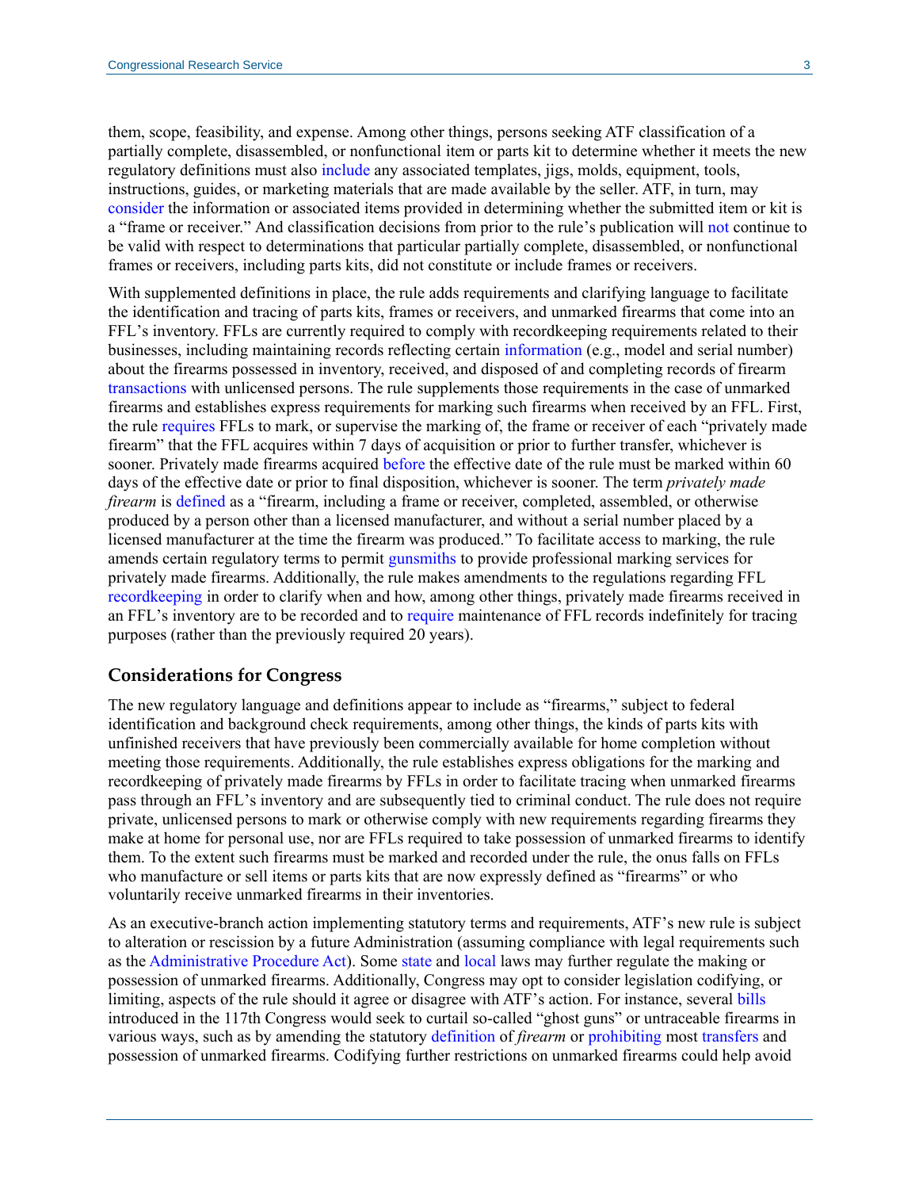them, scope, feasibility, and expense. Among other things, persons seeking ATF classification of a partially complete, disassembled, or nonfunctional item or parts kit to determine whether it meets the new regulatory definitions must also include any associated templates, jigs, molds, equipment, tools, instructions, guides, or marketing materials that are made available by the seller. ATF, in turn, may consider the information or associated items provided in determining whether the submitted item or kit is a "frame or receiver." And classification decisions from prior to the rule's publication will not continue to be valid with respect to determinations that particular partially complete, disassembled, or nonfunctional frames or receivers, including parts kits, did not constitute or include frames or receivers.

With supplemented definitions in place, the rule adds requirements and clarifying language to facilitate the identification and tracing of parts kits, frames or receivers, and unmarked firearms that come into an FFL's inventory. FFLs are currently required to comply with recordkeeping requirements related to their businesses, including maintaining records reflecting certain information (e.g., model and serial number) about the firearms possessed in inventory, received, and disposed of and completing records of firearm transactions with unlicensed persons. The rule supplements those requirements in the case of unmarked firearms and establishes express requirements for marking such firearms when received by an FFL. First, the rule requires FFLs to mark, or supervise the marking of, the frame or receiver of each "privately made firearm" that the FFL acquires within 7 days of acquisition or prior to further transfer, whichever is sooner. Privately made firearms acquired before the effective date of the rule must be marked within 60 days of the effective date or prior to final disposition, whichever is sooner. The term *privately made firearm* is defined as a "firearm, including a frame or receiver, completed, assembled, or otherwise produced by a person other than a licensed manufacturer, and without a serial number placed by a licensed manufacturer at the time the firearm was produced." To facilitate access to marking, the rule amends certain regulatory terms to permit gunsmiths to provide professional marking services for privately made firearms. Additionally, the rule makes amendments to the regulations regarding FFL recordkeeping in order to clarify when and how, among other things, privately made firearms received in an FFL's inventory are to be recorded and to require maintenance of FFL records indefinitely for tracing purposes (rather than the previously required 20 years).

## Considerations for Congress

The new regulatory language and definitions appear to include as "firearms," subject to federal identification and background check requirements, among other things, the kinds of parts kits with unfinished receivers that have previously been commercially available for home completion without meeting those requirements. Additionally, the rule establishes express obligations for the marking and recordkeeping of privately made firearms by FFLs in order to facilitate tracing when unmarked firearms pass through an FFL's inventory and are subsequently tied to criminal conduct. The rule does not require private, unlicensed persons to mark or otherwise comply with new requirements regarding firearms they make at home for personal use, nor are FFLs required to take possession of unmarked firearms to identify them. To the extent such firearms must be marked and recorded under the rule, the onus falls on FFLs who manufacture or sell items or parts kits that are now expressly defined as "firearms" or who voluntarily receive unmarked firearms in their inventories.

As an executive-branch action implementing statutory terms and requirements, ATF's new rule is subject to alteration or rescission by a future Administration (assuming compliance with legal requirements such as the Administrative Procedure Act). Some state and local laws may further regulate the making or possession of unmarked firearms. Additionally, Congress may opt to consider legislation codifying, or limiting, aspects of the rule should it agree or disagree with ATF's action. For instance, several bills introduced in the 117th Congress would seek to curtail so-called "ghost guns" or untraceable firearms in various ways, such as by amending the statutory definition of *firearm* or prohibiting most transfers and possession of unmarked firearms. Codifying further restrictions on unmarked firearms could help avoid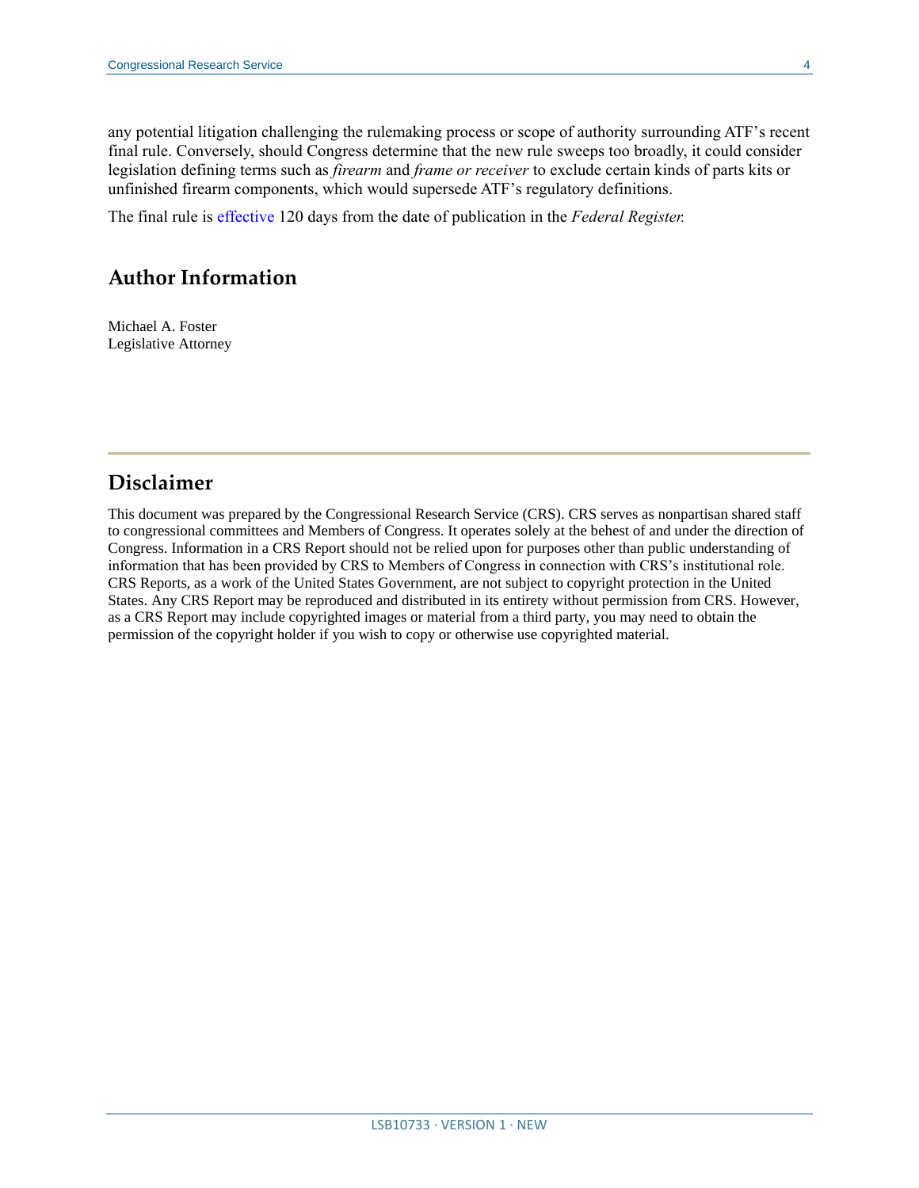any potential litigation challenging the rulemaking process or scope of authority surrounding ATF's recent final rule. Conversely, should Congress determine that the new rule sweeps too broadly, it could consider legislation defining terms such as *firearm* and *frame or receiver* to exclude certain kinds of parts kits or unfinished firearm components, which would supersede ATF's regulatory definitions.

The final rule is effective 120 days from the date of publication in the *Federal Register.*

## Author Information

Michael A. Foster
Legislative Attorney

## Disclaimer

This document was prepared by the Congressional Research Service (CRS). CRS serves as nonpartisan shared staff to congressional committees and Members of Congress. It operates solely at the behest of and under the direction of Congress. Information in a CRS Report should not be relied upon for purposes other than public understanding of information that has been provided by CRS to Members of Congress in connection with CRS's institutional role. CRS Reports, as a work of the United States Government, are not subject to copyright protection in the United States. Any CRS Report may be reproduced and distributed in its entirety without permission from CRS. However, as a CRS Report may include copyrighted images or material from a third party, you may need to obtain the permission of the copyright holder if you wish to copy or otherwise use copyrighted material.